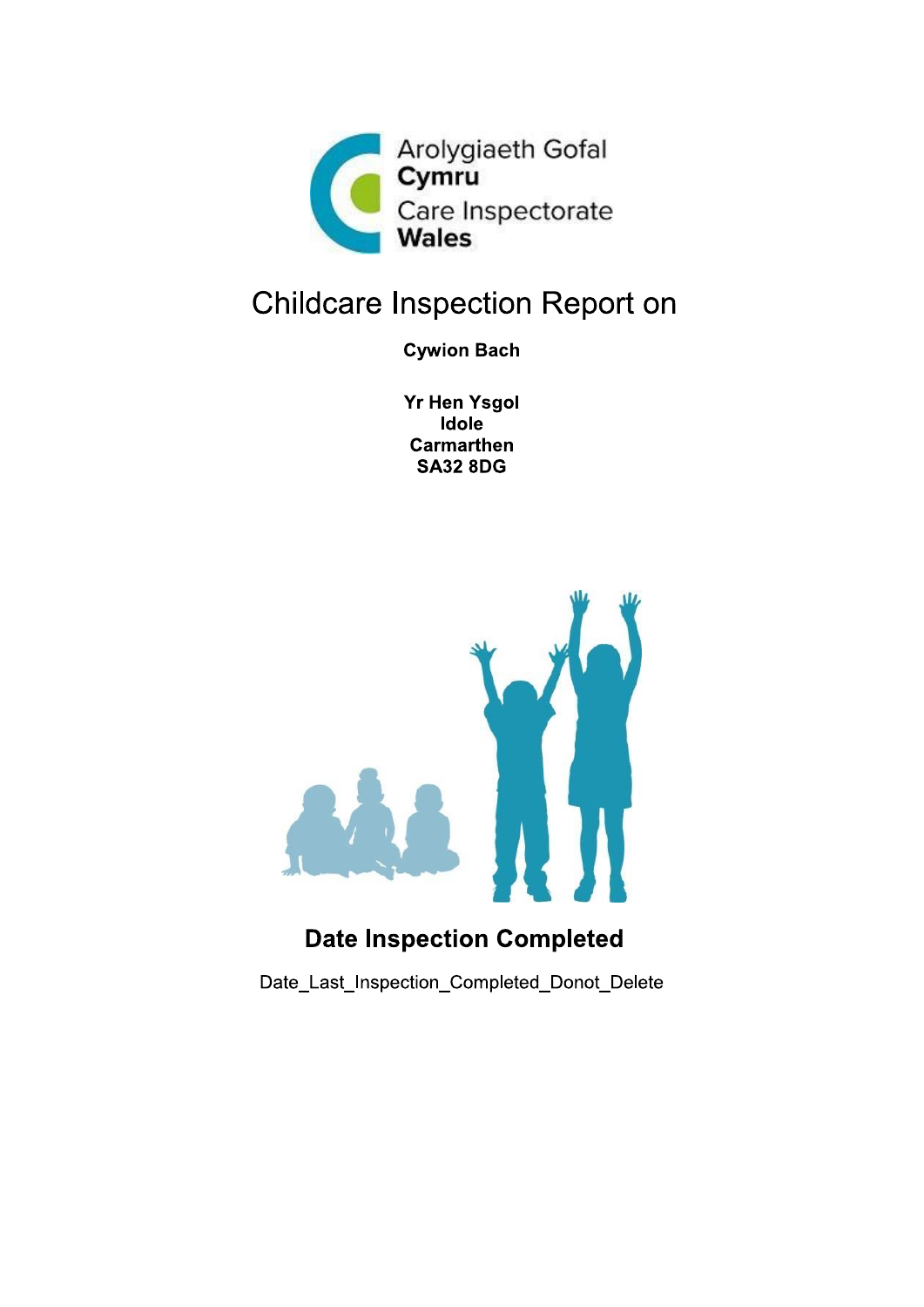Arolygiaeth Gofal **Cymru**
Care Inspectorate **Wales**

# Childcare Inspection Report on

**Cywion Bach**

**Yr Hen Ysgol**
**Idole**
**Carmarthen**
**SA32 8DG**

## Date Inspection Completed

Date_Last_Inspection_Completed_Donot_Delete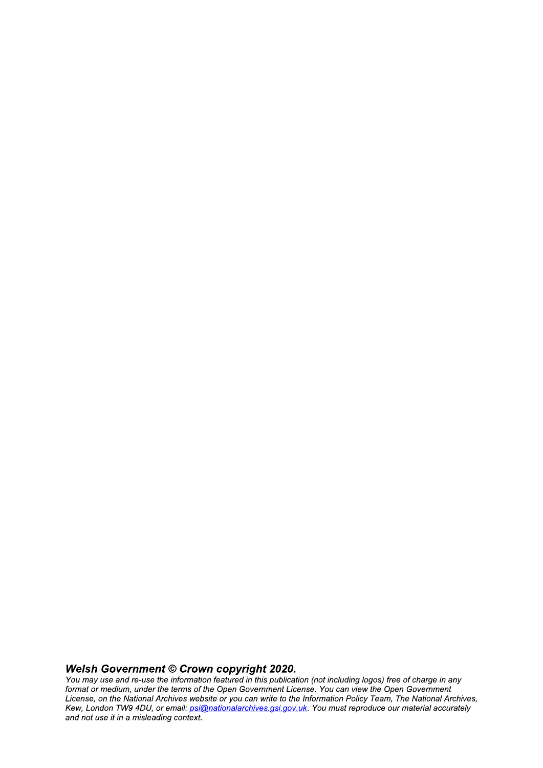***Welsh Government © Crown copyright 2020.***

*You may use and re-use the information featured in this publication (not including logos) free of charge in any format or medium, under the terms of the Open Government License. You can view the Open Government License, on the National Archives website or you can write to the Information Policy Team, The National Archives, Kew, London TW9 4DU, or email: [psi@nationalarchives.gsi.gov.uk](mailto:psi@nationalarchives.gsi.gov.uk). You must reproduce our material accurately and not use it in a misleading context.*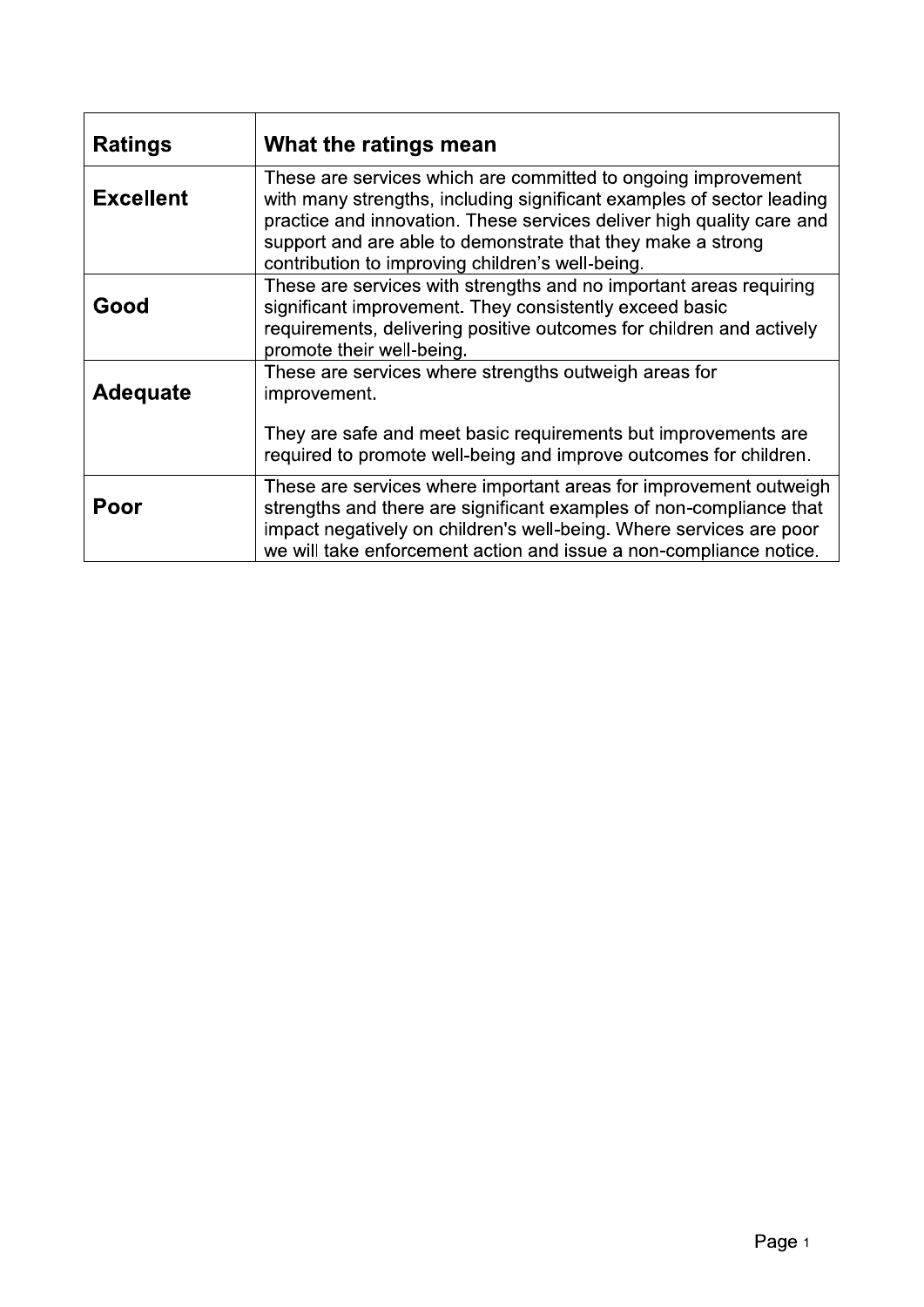| Ratings | What the ratings mean |
| --- | --- |
| **Excellent** | These are services which are committed to ongoing improvement with many strengths, including significant examples of sector leading practice and innovation. These services deliver high quality care and support and are able to demonstrate that they make a strong contribution to improving children's well-being. |
| **Good** | These are services with strengths and no important areas requiring significant improvement. They consistently exceed basic requirements, delivering positive outcomes for children and actively promote their well-being. |
| **Adequate** | These are services where strengths outweigh areas for improvement.<br><br>They are safe and meet basic requirements but improvements are required to promote well-being and improve outcomes for children. |
| **Poor** | These are services where important areas for improvement outweigh strengths and there are significant examples of non-compliance that impact negatively on children's well-being. Where services are poor we will take enforcement action and issue a non-compliance notice. |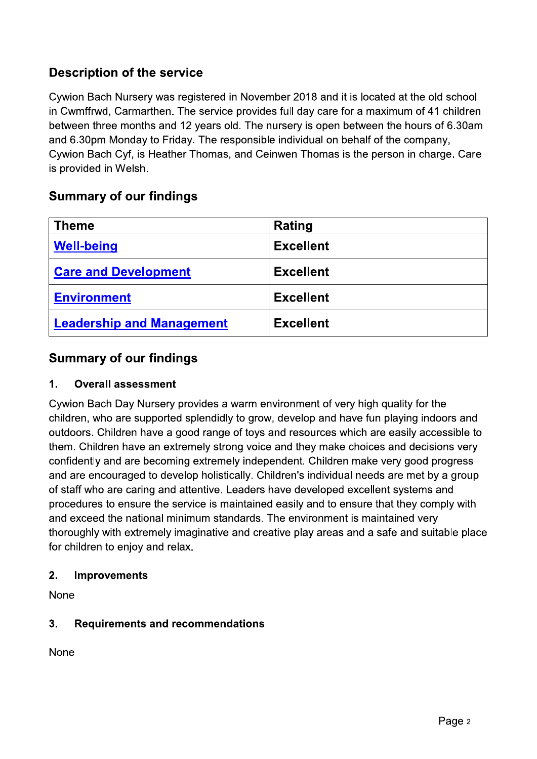## Description of the service

Cywion Bach Nursery was registered in November 2018 and it is located at the old school in Cwmffrwd, Carmarthen. The service provides full day care for a maximum of 41 children between three months and 12 years old. The nursery is open between the hours of 6.30am and 6.30pm Monday to Friday. The responsible individual on behalf of the company, Cywion Bach Cyf, is Heather Thomas, and Ceinwen Thomas is the person in charge. Care is provided in Welsh.

## Summary of our findings

| Theme | Rating |
|---|---|
| **Well-being** | **Excellent** |
| **Care and Development** | **Excellent** |
| **Environment** | **Excellent** |
| **Leadership and Management** | **Excellent** |

## Summary of our findings

### 1. Overall assessment

Cywion Bach Day Nursery provides a warm environment of very high quality for the children, who are supported splendidly to grow, develop and have fun playing indoors and outdoors. Children have a good range of toys and resources which are easily accessible to them. Children have an extremely strong voice and they make choices and decisions very confidently and are becoming extremely independent. Children make very good progress and are encouraged to develop holistically. Children's individual needs are met by a group of staff who are caring and attentive. Leaders have developed excellent systems and procedures to ensure the service is maintained easily and to ensure that they comply with and exceed the national minimum standards. The environment is maintained very thoroughly with extremely imaginative and creative play areas and a safe and suitable place for children to enjoy and relax.

### 2. Improvements

None

### 3. Requirements and recommendations

None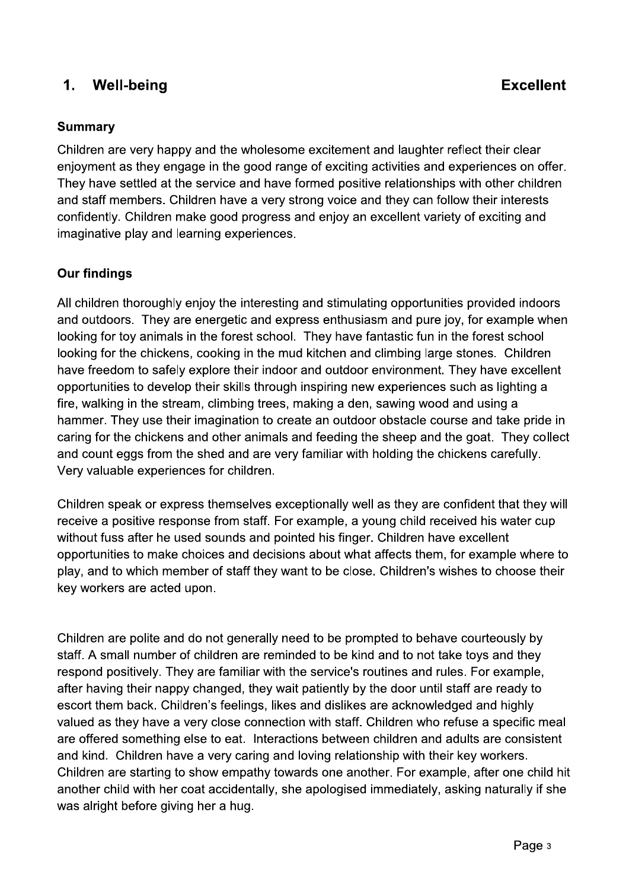## 1. Well-being — Excellent

### Summary

Children are very happy and the wholesome excitement and laughter reflect their clear enjoyment as they engage in the good range of exciting activities and experiences on offer. They have settled at the service and have formed positive relationships with other children and staff members. Children have a very strong voice and they can follow their interests confidently. Children make good progress and enjoy an excellent variety of exciting and imaginative play and learning experiences.

### Our findings

All children thoroughly enjoy the interesting and stimulating opportunities provided indoors and outdoors. They are energetic and express enthusiasm and pure joy, for example when looking for toy animals in the forest school. They have fantastic fun in the forest school looking for the chickens, cooking in the mud kitchen and climbing large stones. Children have freedom to safely explore their indoor and outdoor environment. They have excellent opportunities to develop their skills through inspiring new experiences such as lighting a fire, walking in the stream, climbing trees, making a den, sawing wood and using a hammer. They use their imagination to create an outdoor obstacle course and take pride in caring for the chickens and other animals and feeding the sheep and the goat. They collect and count eggs from the shed and are very familiar with holding the chickens carefully. Very valuable experiences for children.

Children speak or express themselves exceptionally well as they are confident that they will receive a positive response from staff. For example, a young child received his water cup without fuss after he used sounds and pointed his finger. Children have excellent opportunities to make choices and decisions about what affects them, for example where to play, and to which member of staff they want to be close. Children's wishes to choose their key workers are acted upon.

Children are polite and do not generally need to be prompted to behave courteously by staff. A small number of children are reminded to be kind and to not take toys and they respond positively. They are familiar with the service's routines and rules. For example, after having their nappy changed, they wait patiently by the door until staff are ready to escort them back. Children's feelings, likes and dislikes are acknowledged and highly valued as they have a very close connection with staff. Children who refuse a specific meal are offered something else to eat. Interactions between children and adults are consistent and kind. Children have a very caring and loving relationship with their key workers. Children are starting to show empathy towards one another. For example, after one child hit another child with her coat accidentally, she apologised immediately, asking naturally if she was alright before giving her a hug.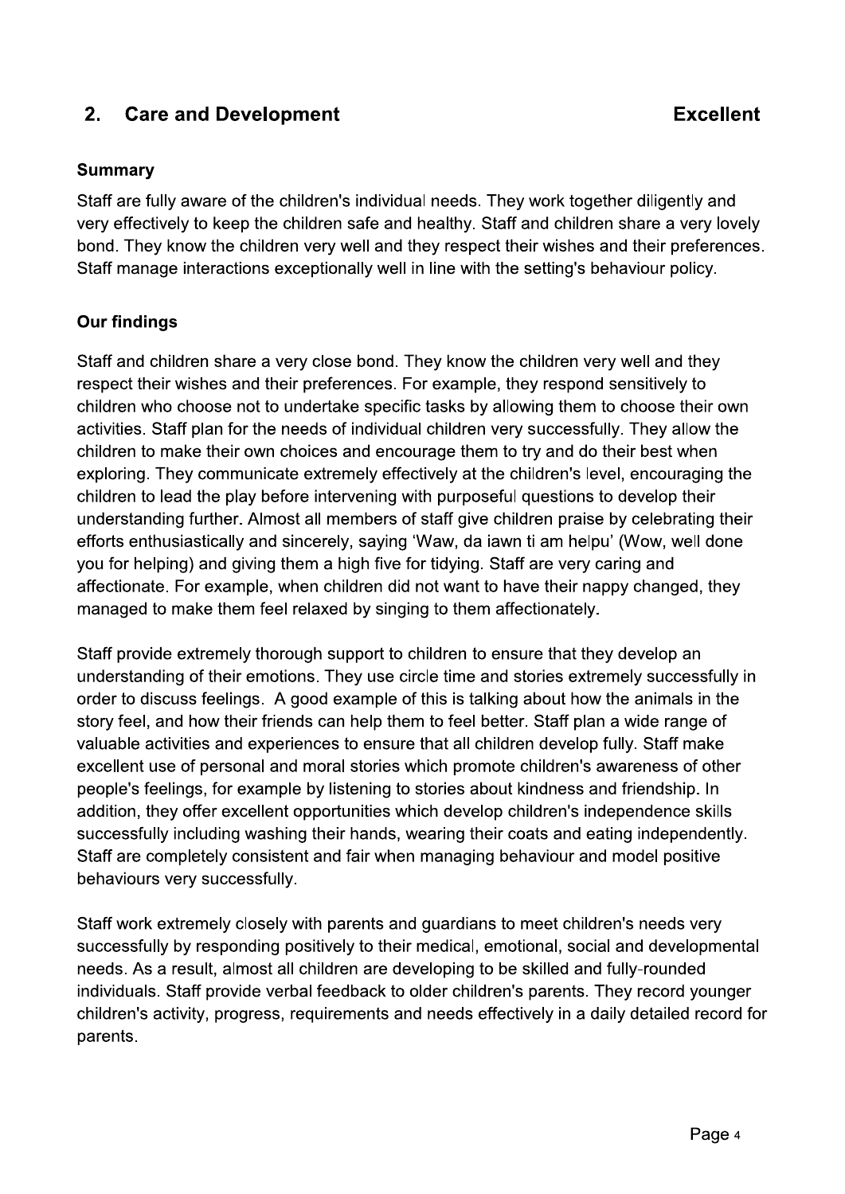## 2. Care and Development **Excellent**

### Summary

Staff are fully aware of the children's individual needs. They work together diligently and very effectively to keep the children safe and healthy. Staff and children share a very lovely bond. They know the children very well and they respect their wishes and their preferences. Staff manage interactions exceptionally well in line with the setting's behaviour policy.

### Our findings

Staff and children share a very close bond. They know the children very well and they respect their wishes and their preferences. For example, they respond sensitively to children who choose not to undertake specific tasks by allowing them to choose their own activities. Staff plan for the needs of individual children very successfully. They allow the children to make their own choices and encourage them to try and do their best when exploring. They communicate extremely effectively at the children's level, encouraging the children to lead the play before intervening with purposeful questions to develop their understanding further. Almost all members of staff give children praise by celebrating their efforts enthusiastically and sincerely, saying 'Waw, da iawn ti am helpu' (Wow, well done you for helping) and giving them a high five for tidying. Staff are very caring and affectionate. For example, when children did not want to have their nappy changed, they managed to make them feel relaxed by singing to them affectionately.

Staff provide extremely thorough support to children to ensure that they develop an understanding of their emotions. They use circle time and stories extremely successfully in order to discuss feelings. A good example of this is talking about how the animals in the story feel, and how their friends can help them to feel better. Staff plan a wide range of valuable activities and experiences to ensure that all children develop fully. Staff make excellent use of personal and moral stories which promote children's awareness of other people's feelings, for example by listening to stories about kindness and friendship. In addition, they offer excellent opportunities which develop children's independence skills successfully including washing their hands, wearing their coats and eating independently. Staff are completely consistent and fair when managing behaviour and model positive behaviours very successfully.

Staff work extremely closely with parents and guardians to meet children's needs very successfully by responding positively to their medical, emotional, social and developmental needs. As a result, almost all children are developing to be skilled and fully-rounded individuals. Staff provide verbal feedback to older children's parents. They record younger children's activity, progress, requirements and needs effectively in a daily detailed record for parents.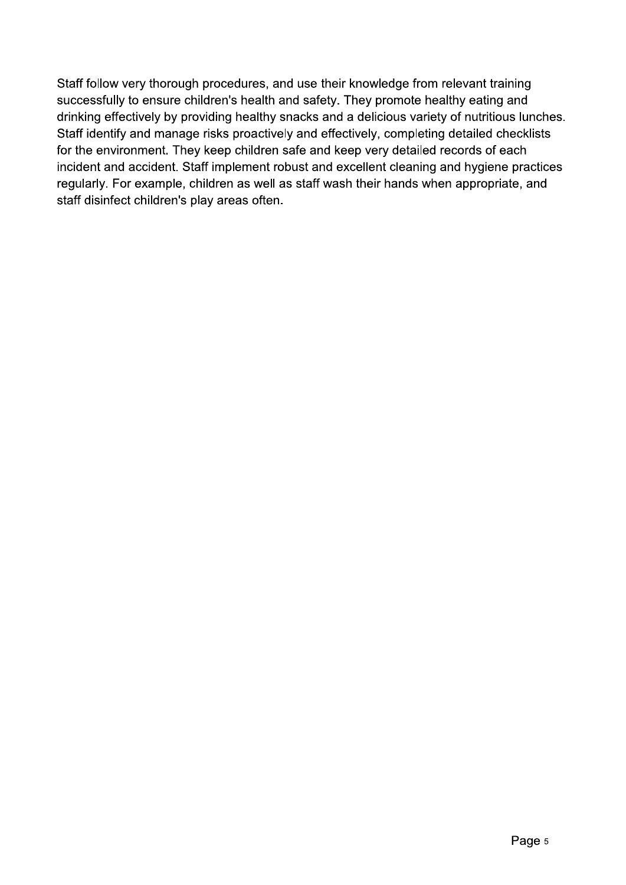Staff follow very thorough procedures, and use their knowledge from relevant training successfully to ensure children's health and safety. They promote healthy eating and drinking effectively by providing healthy snacks and a delicious variety of nutritious lunches. Staff identify and manage risks proactively and effectively, completing detailed checklists for the environment. They keep children safe and keep very detailed records of each incident and accident. Staff implement robust and excellent cleaning and hygiene practices regularly. For example, children as well as staff wash their hands when appropriate, and staff disinfect children's play areas often.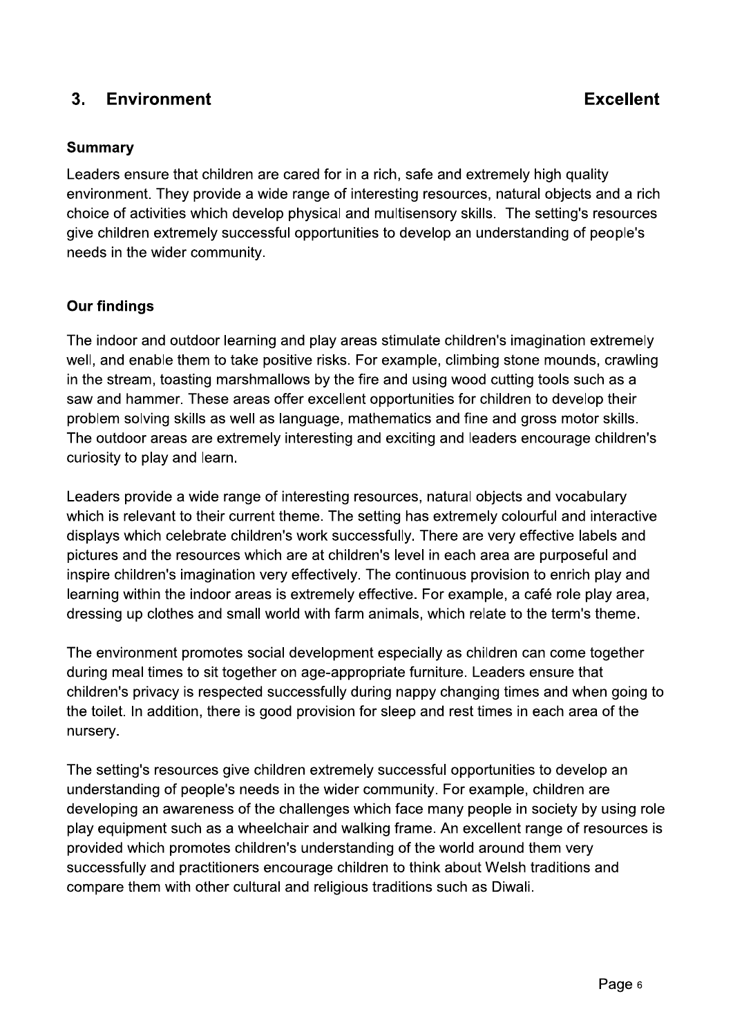## 3. Environment **Excellent**

### Summary

Leaders ensure that children are cared for in a rich, safe and extremely high quality environment. They provide a wide range of interesting resources, natural objects and a rich choice of activities which develop physical and multisensory skills. The setting's resources give children extremely successful opportunities to develop an understanding of people's needs in the wider community.

### Our findings

The indoor and outdoor learning and play areas stimulate children's imagination extremely well, and enable them to take positive risks. For example, climbing stone mounds, crawling in the stream, toasting marshmallows by the fire and using wood cutting tools such as a saw and hammer. These areas offer excellent opportunities for children to develop their problem solving skills as well as language, mathematics and fine and gross motor skills. The outdoor areas are extremely interesting and exciting and leaders encourage children's curiosity to play and learn.

Leaders provide a wide range of interesting resources, natural objects and vocabulary which is relevant to their current theme. The setting has extremely colourful and interactive displays which celebrate children's work successfully. There are very effective labels and pictures and the resources which are at children's level in each area are purposeful and inspire children's imagination very effectively. The continuous provision to enrich play and learning within the indoor areas is extremely effective. For example, a café role play area, dressing up clothes and small world with farm animals, which relate to the term's theme.

The environment promotes social development especially as children can come together during meal times to sit together on age-appropriate furniture. Leaders ensure that children's privacy is respected successfully during nappy changing times and when going to the toilet. In addition, there is good provision for sleep and rest times in each area of the nursery.

The setting's resources give children extremely successful opportunities to develop an understanding of people's needs in the wider community. For example, children are developing an awareness of the challenges which face many people in society by using role play equipment such as a wheelchair and walking frame. An excellent range of resources is provided which promotes children's understanding of the world around them very successfully and practitioners encourage children to think about Welsh traditions and compare them with other cultural and religious traditions such as Diwali.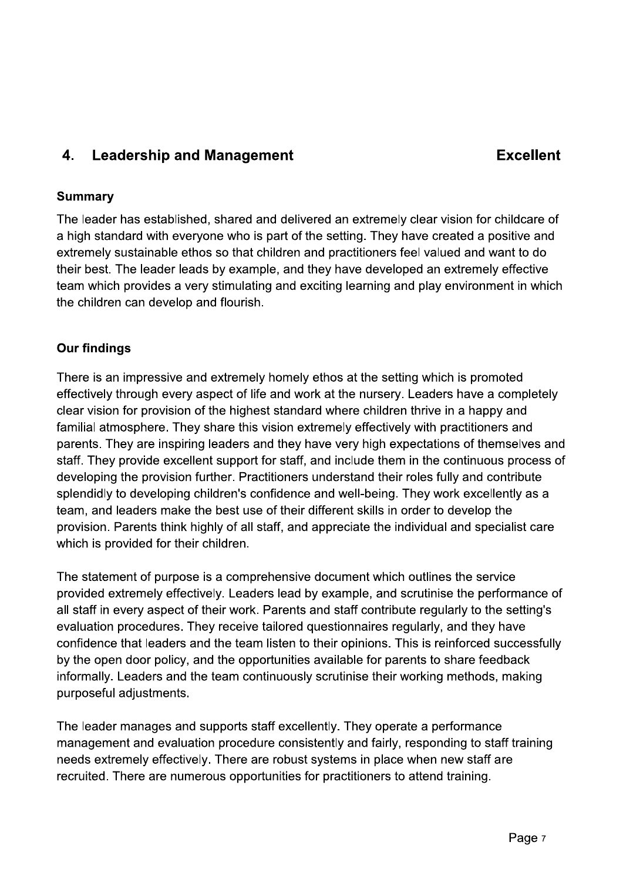## 4. Leadership and Management **Excellent**

### Summary

The leader has established, shared and delivered an extremely clear vision for childcare of a high standard with everyone who is part of the setting. They have created a positive and extremely sustainable ethos so that children and practitioners feel valued and want to do their best. The leader leads by example, and they have developed an extremely effective team which provides a very stimulating and exciting learning and play environment in which the children can develop and flourish.

### Our findings

There is an impressive and extremely homely ethos at the setting which is promoted effectively through every aspect of life and work at the nursery. Leaders have a completely clear vision for provision of the highest standard where children thrive in a happy and familial atmosphere. They share this vision extremely effectively with practitioners and parents. They are inspiring leaders and they have very high expectations of themselves and staff. They provide excellent support for staff, and include them in the continuous process of developing the provision further. Practitioners understand their roles fully and contribute splendidly to developing children's confidence and well-being. They work excellently as a team, and leaders make the best use of their different skills in order to develop the provision. Parents think highly of all staff, and appreciate the individual and specialist care which is provided for their children.

The statement of purpose is a comprehensive document which outlines the service provided extremely effectively. Leaders lead by example, and scrutinise the performance of all staff in every aspect of their work. Parents and staff contribute regularly to the setting's evaluation procedures. They receive tailored questionnaires regularly, and they have confidence that leaders and the team listen to their opinions. This is reinforced successfully by the open door policy, and the opportunities available for parents to share feedback informally. Leaders and the team continuously scrutinise their working methods, making purposeful adjustments.

The leader manages and supports staff excellently. They operate a performance management and evaluation procedure consistently and fairly, responding to staff training needs extremely effectively. There are robust systems in place when new staff are recruited. There are numerous opportunities for practitioners to attend training.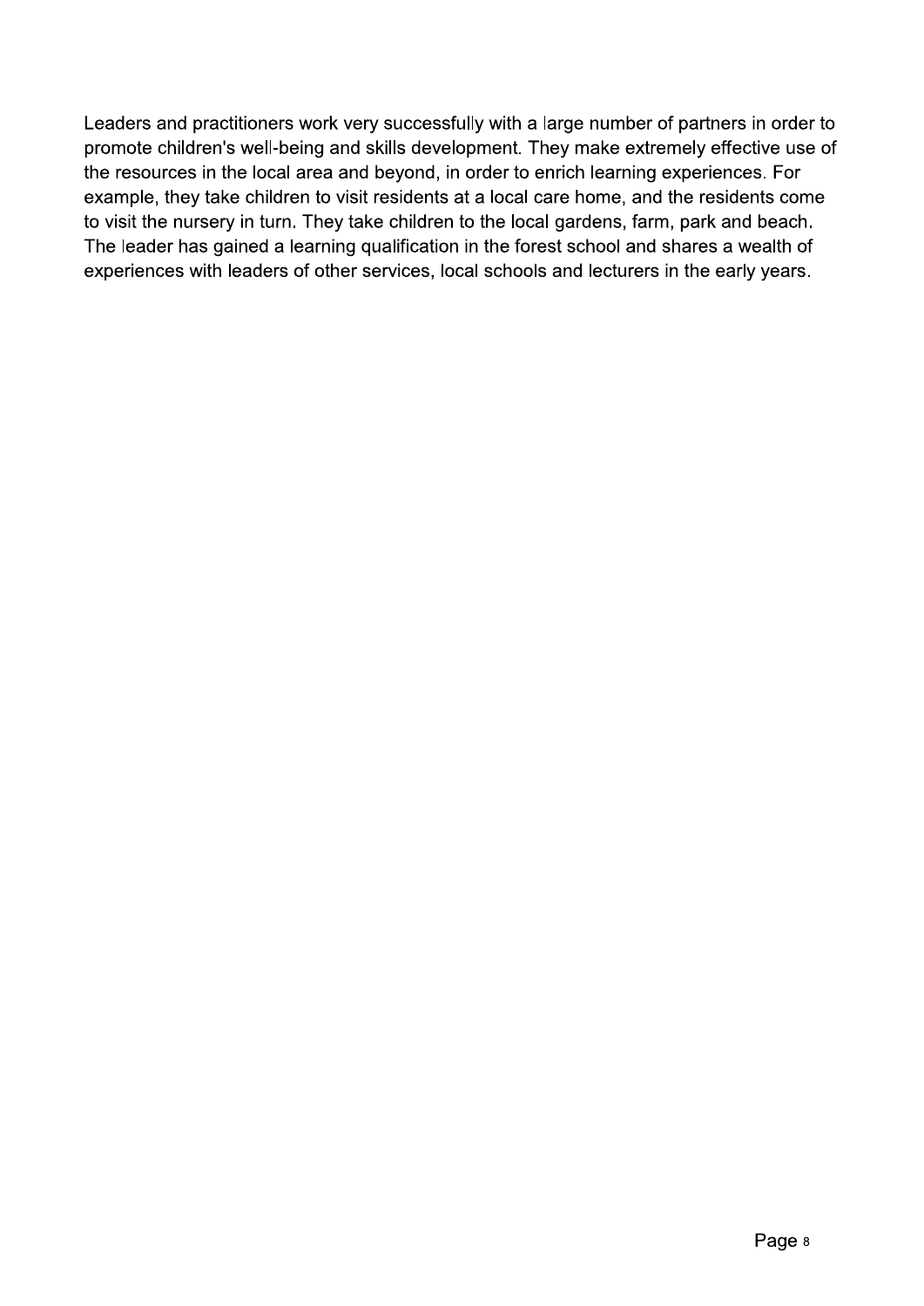Leaders and practitioners work very successfully with a large number of partners in order to promote children's well-being and skills development. They make extremely effective use of the resources in the local area and beyond, in order to enrich learning experiences. For example, they take children to visit residents at a local care home, and the residents come to visit the nursery in turn. They take children to the local gardens, farm, park and beach. The leader has gained a learning qualification in the forest school and shares a wealth of experiences with leaders of other services, local schools and lecturers in the early years.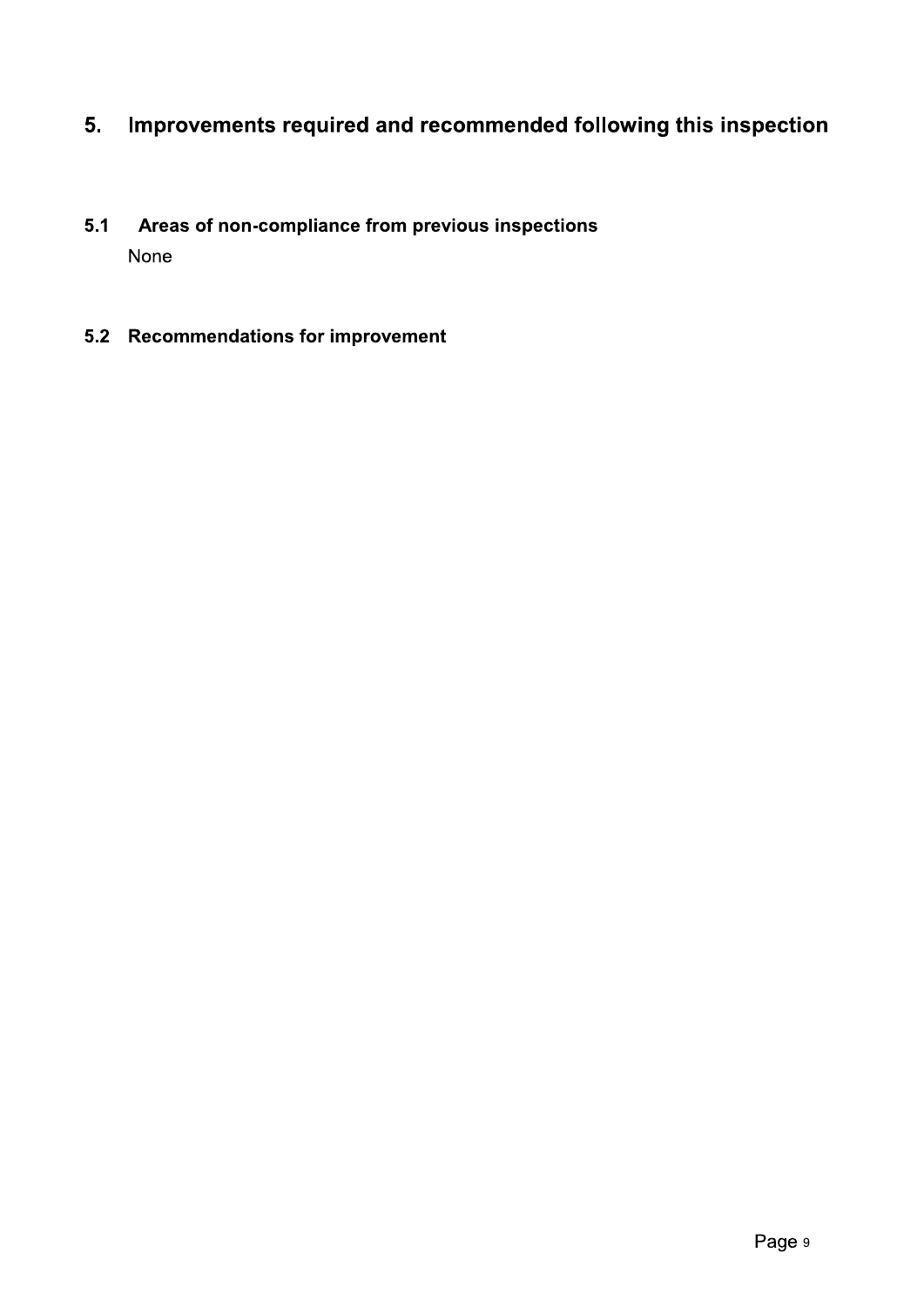# 5. Improvements required and recommended following this inspection

## 5.1 Areas of non-compliance from previous inspections

None

## 5.2 Recommendations for improvement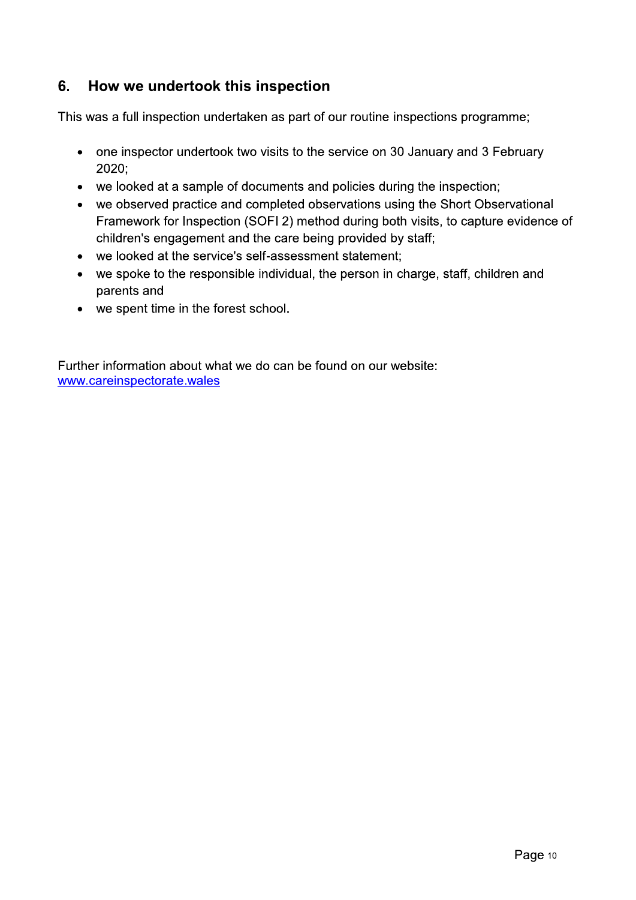## 6. How we undertook this inspection

This was a full inspection undertaken as part of our routine inspections programme;

- one inspector undertook two visits to the service on 30 January and 3 February 2020;
- we looked at a sample of documents and policies during the inspection;
- we observed practice and completed observations using the Short Observational Framework for Inspection (SOFI 2) method during both visits, to capture evidence of children's engagement and the care being provided by staff;
- we looked at the service's self-assessment statement;
- we spoke to the responsible individual, the person in charge, staff, children and parents and
- we spent time in the forest school.

Further information about what we do can be found on our website: [www.careinspectorate.wales](www.careinspectorate.wales)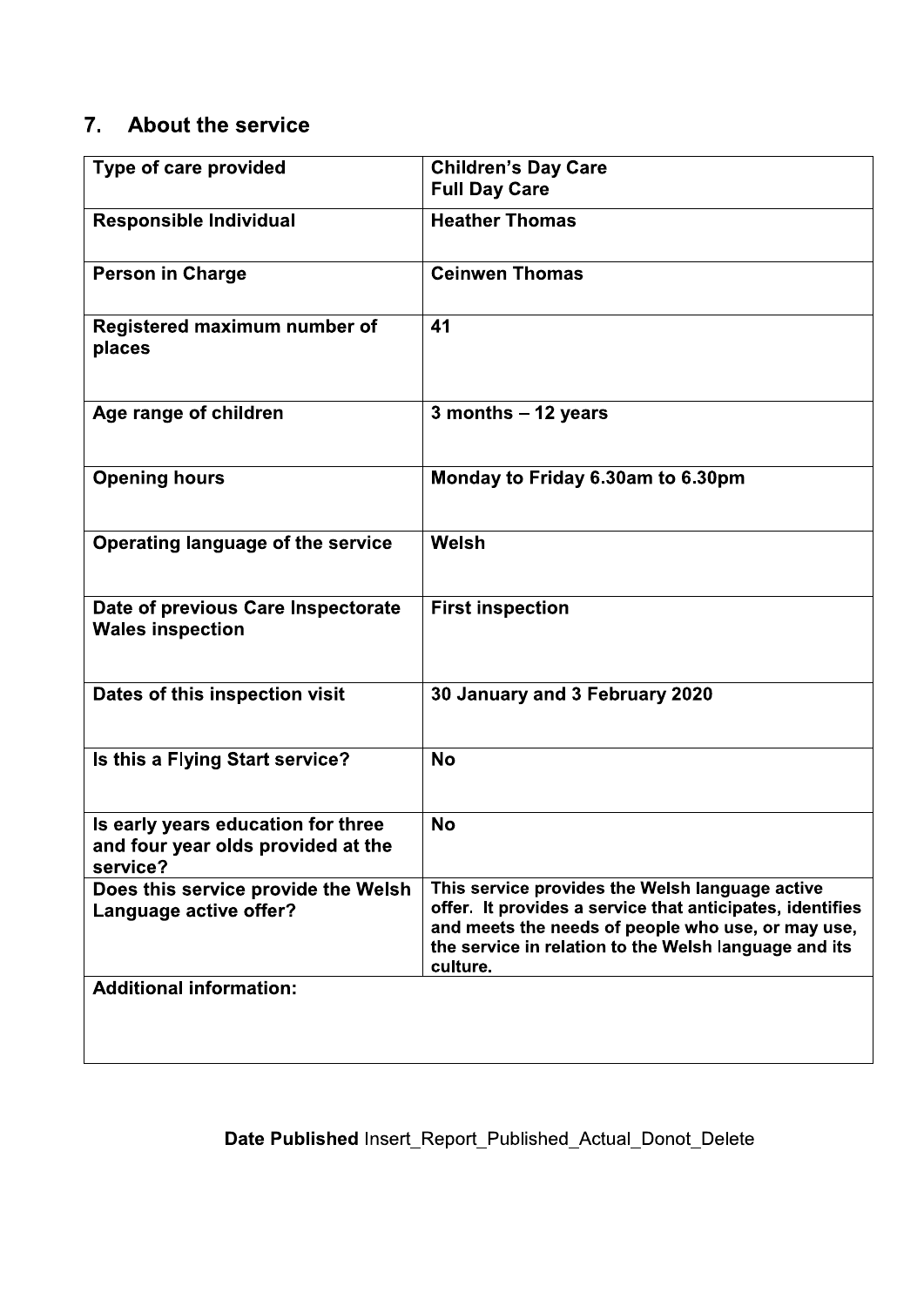## 7. About the service

| | |
|---|---|
| **Type of care provided** | **Children's Day Care**<br>**Full Day Care** |
| **Responsible Individual** | **Heather Thomas** |
| **Person in Charge** | **Ceinwen Thomas** |
| **Registered maximum number of places** | **41** |
| **Age range of children** | **3 months – 12 years** |
| **Opening hours** | **Monday to Friday 6.30am to 6.30pm** |
| **Operating language of the service** | **Welsh** |
| **Date of previous Care Inspectorate Wales inspection** | **First inspection** |
| **Dates of this inspection visit** | **30 January and 3 February 2020** |
| **Is this a Flying Start service?** | **No** |
| **Is early years education for three and four year olds provided at the service?** | **No** |
| **Does this service provide the Welsh Language active offer?** | **This service provides the Welsh language active offer. It provides a service that anticipates, identifies and meets the needs of people who use, or may use, the service in relation to the Welsh language and its culture.** |
| **Additional information:** | |

**Date Published** Insert_Report_Published_Actual_Donot_Delete